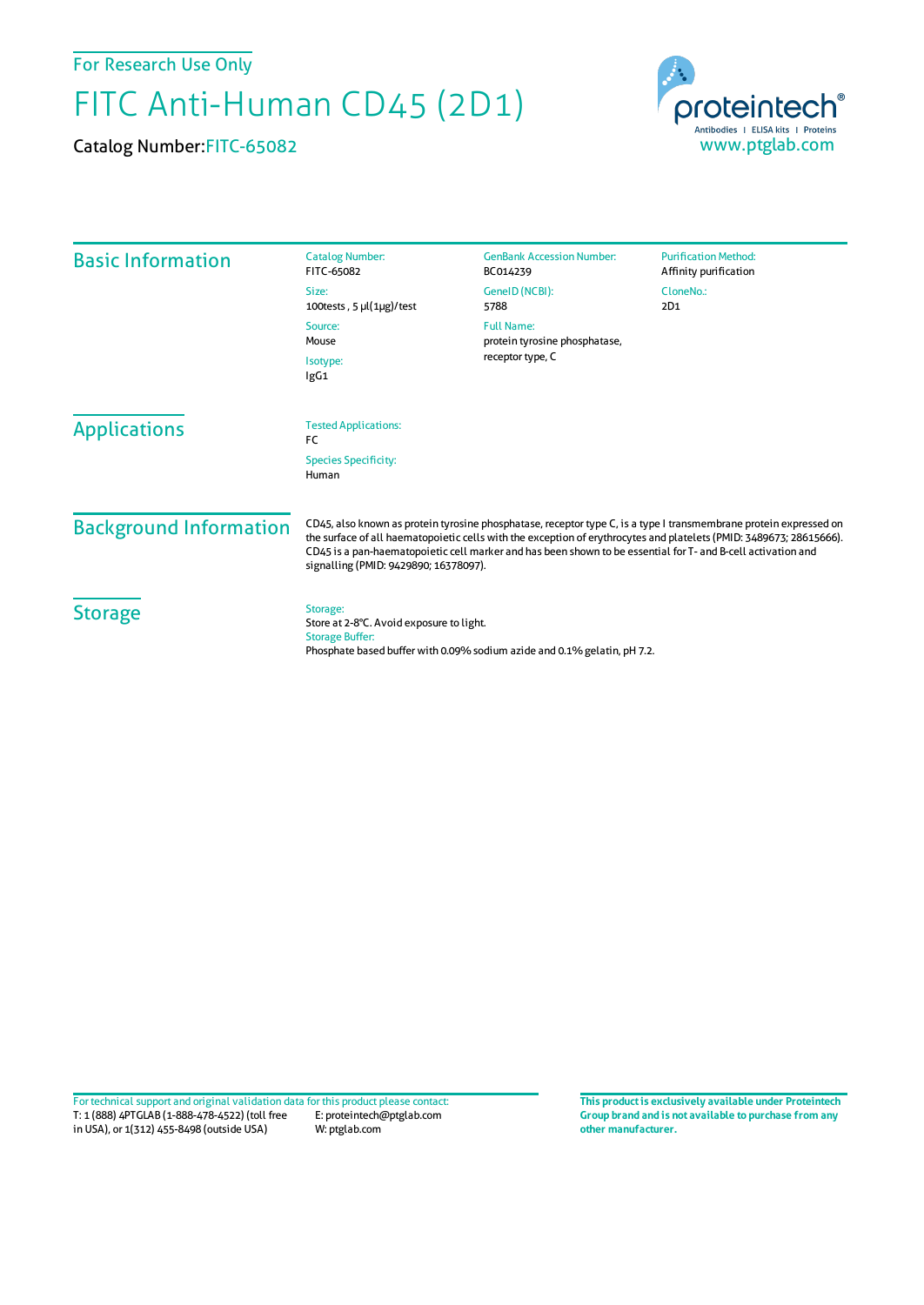For Research Use Only

# FITC Anti-Human CD45 (2D1)

Catalog Number: FITC-65082

proteintech®
Antibodies | ELISA kits | Proteins
www.ptglab.com

## Basic Information

Catalog Number:
FITC-65082

Size:
100tests , 5 μl(1μg)/test

Source:
Mouse

Isotype:
IgG1

GenBank Accession Number:
BC014239

GeneID (NCBI):
5788

Full Name:
protein tyrosine phosphatase, receptor type, C

Purification Method:
Affinity purification

CloneNo.:
2D1

## Applications

Tested Applications:
FC

Species Specificity:
Human

## Background Information

CD45, also known as protein tyrosine phosphatase, receptor type C, is a type I transmembrane protein expressed on the surface of all haematopoietic cells with the exception of erythrocytes and platelets (PMID: 3489673; 28615666). CD45 is a pan-haematopoietic cell marker and has been shown to be essential for T- and B-cell activation and signalling (PMID: 9429890; 16378097).

## Storage

Storage:
Store at 2-8°C. Avoid exposure to light.

Storage Buffer:
Phosphate based buffer with 0.09% sodium azide and 0.1% gelatin, pH 7.2.

For technical support and original validation data for this product please contact:
T: 1 (888) 4PTGLAB (1-888-478-4522) (toll free in USA), or 1(312) 455-8498 (outside USA)
E: proteintech@ptglab.com
W: ptglab.com

**This product is exclusively available under Proteintech Group brand and is not available to purchase from any other manufacturer.**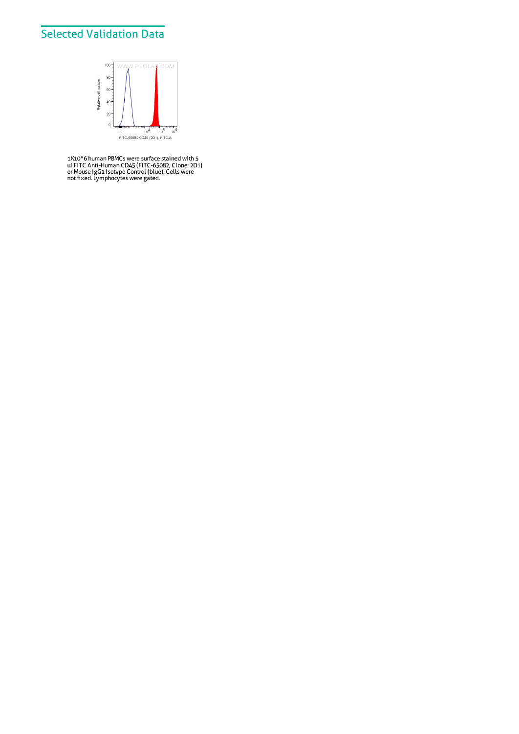## Selected Validation Data

Relative cell number

100
80
60
40
20
0

WWW.PTGLAB.COM

0
$10^4$
$10^5$
$10^6$

FITC-65082 CD45 (2D1), FITC-A

1X10^6 human PBMCs were surface stained with 5 ul FITC Anti-Human CD45 (FITC-65082, Clone: 2D1) or Mouse IgG1 Isotype Control (blue). Cells were not fixed. Lymphocytes were gated.